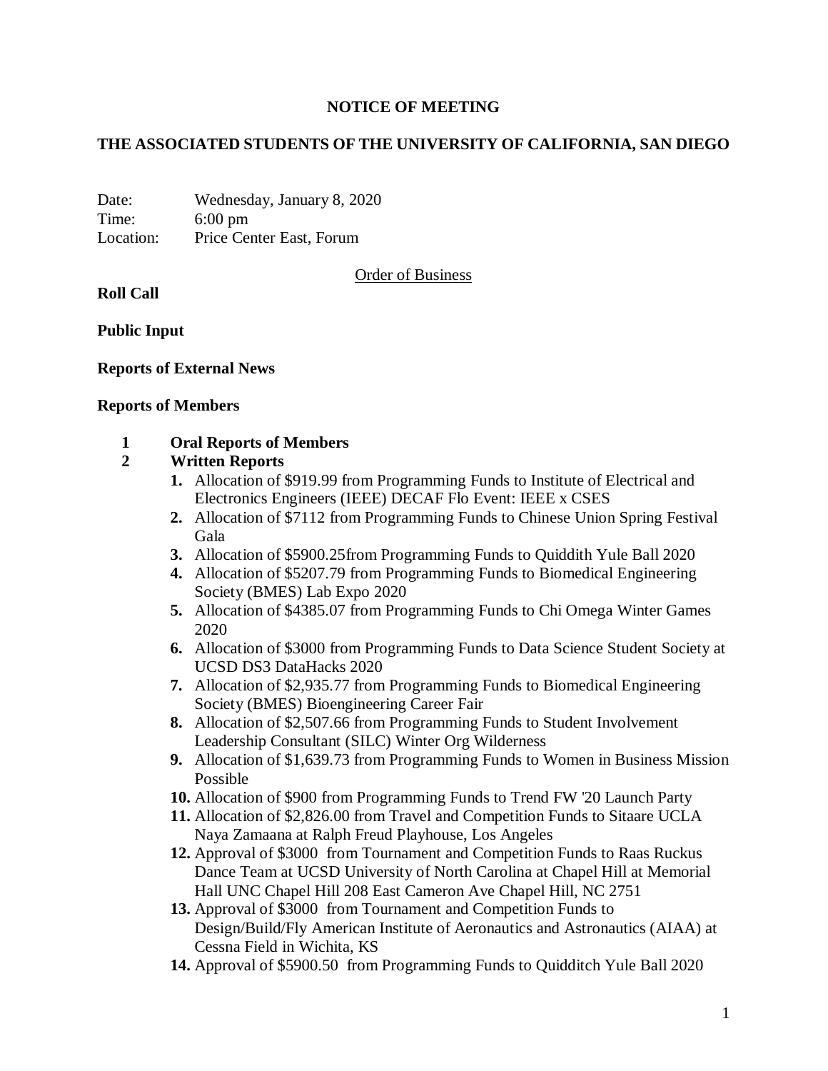**NOTICE OF MEETING**

**THE ASSOCIATED STUDENTS OF THE UNIVERSITY OF CALIFORNIA, SAN DIEGO**

Date: Wednesday, January 8, 2020
Time: 6:00 pm
Location: Price Center East, Forum

Order of Business

**Roll Call**

**Public Input**

**Reports of External News**

**Reports of Members**

**1 Oral Reports of Members**

**2 Written Reports**

1. Allocation of $919.99 from Programming Funds to Institute of Electrical and Electronics Engineers (IEEE) DECAF Flo Event: IEEE x CSES
2. Allocation of $7112 from Programming Funds to Chinese Union Spring Festival Gala
3. Allocation of $5900.25from Programming Funds to Quiddith Yule Ball 2020
4. Allocation of $5207.79 from Programming Funds to Biomedical Engineering Society (BMES) Lab Expo 2020
5. Allocation of $4385.07 from Programming Funds to Chi Omega Winter Games 2020
6. Allocation of $3000 from Programming Funds to Data Science Student Society at UCSD DS3 DataHacks 2020
7. Allocation of $2,935.77 from Programming Funds to Biomedical Engineering Society (BMES) Bioengineering Career Fair
8. Allocation of $2,507.66 from Programming Funds to Student Involvement Leadership Consultant (SILC) Winter Org Wilderness
9. Allocation of $1,639.73 from Programming Funds to Women in Business Mission Possible
10. Allocation of $900 from Programming Funds to Trend FW '20 Launch Party
11. Allocation of $2,826.00 from Travel and Competition Funds to Sitaare UCLA Naya Zamaana at Ralph Freud Playhouse, Los Angeles
12. Approval of $3000 from Tournament and Competition Funds to Raas Ruckus Dance Team at UCSD University of North Carolina at Chapel Hill at Memorial Hall UNC Chapel Hill 208 East Cameron Ave Chapel Hill, NC 2751
13. Approval of $3000 from Tournament and Competition Funds to Design/Build/Fly American Institute of Aeronautics and Astronautics (AIAA) at Cessna Field in Wichita, KS
14. Approval of $5900.50 from Programming Funds to Quidditch Yule Ball 2020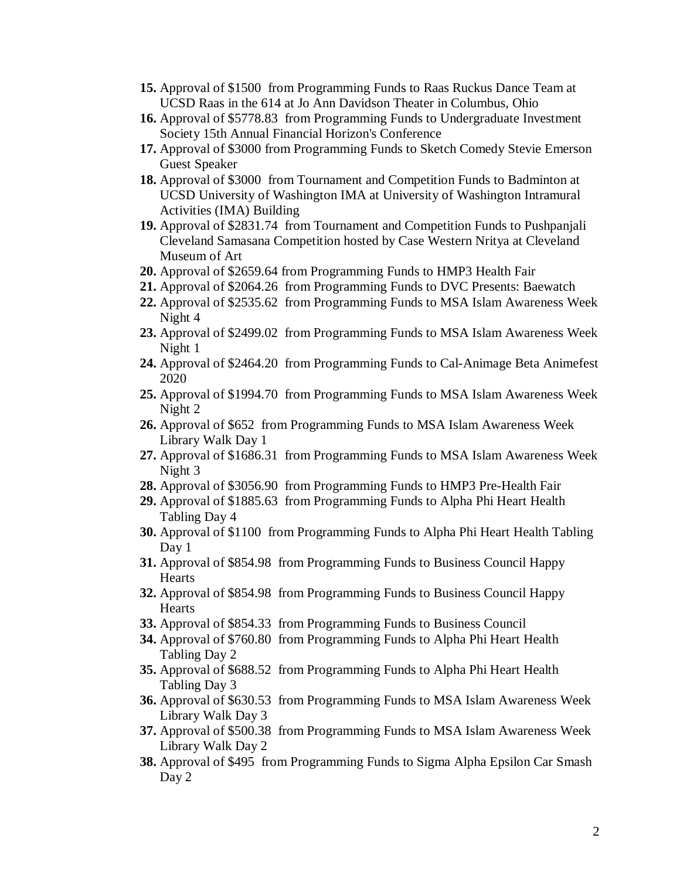15. Approval of $1500 from Programming Funds to Raas Ruckus Dance Team at UCSD Raas in the 614 at Jo Ann Davidson Theater in Columbus, Ohio
16. Approval of $5778.83 from Programming Funds to Undergraduate Investment Society 15th Annual Financial Horizon's Conference
17. Approval of $3000 from Programming Funds to Sketch Comedy Stevie Emerson Guest Speaker
18. Approval of $3000 from Tournament and Competition Funds to Badminton at UCSD University of Washington IMA at University of Washington Intramural Activities (IMA) Building
19. Approval of $2831.74 from Tournament and Competition Funds to Pushpanjali Cleveland Samasana Competition hosted by Case Western Nritya at Cleveland Museum of Art
20. Approval of $2659.64 from Programming Funds to HMP3 Health Fair
21. Approval of $2064.26 from Programming Funds to DVC Presents: Baewatch
22. Approval of $2535.62 from Programming Funds to MSA Islam Awareness Week Night 4
23. Approval of $2499.02 from Programming Funds to MSA Islam Awareness Week Night 1
24. Approval of $2464.20 from Programming Funds to Cal-Animage Beta Animefest 2020
25. Approval of $1994.70 from Programming Funds to MSA Islam Awareness Week Night 2
26. Approval of $652 from Programming Funds to MSA Islam Awareness Week Library Walk Day 1
27. Approval of $1686.31 from Programming Funds to MSA Islam Awareness Week Night 3
28. Approval of $3056.90 from Programming Funds to HMP3 Pre-Health Fair
29. Approval of $1885.63 from Programming Funds to Alpha Phi Heart Health Tabling Day 4
30. Approval of $1100 from Programming Funds to Alpha Phi Heart Health Tabling Day 1
31. Approval of $854.98 from Programming Funds to Business Council Happy Hearts
32. Approval of $854.98 from Programming Funds to Business Council Happy Hearts
33. Approval of $854.33 from Programming Funds to Business Council
34. Approval of $760.80 from Programming Funds to Alpha Phi Heart Health Tabling Day 2
35. Approval of $688.52 from Programming Funds to Alpha Phi Heart Health Tabling Day 3
36. Approval of $630.53 from Programming Funds to MSA Islam Awareness Week Library Walk Day 3
37. Approval of $500.38 from Programming Funds to MSA Islam Awareness Week Library Walk Day 2
38. Approval of $495 from Programming Funds to Sigma Alpha Epsilon Car Smash Day 2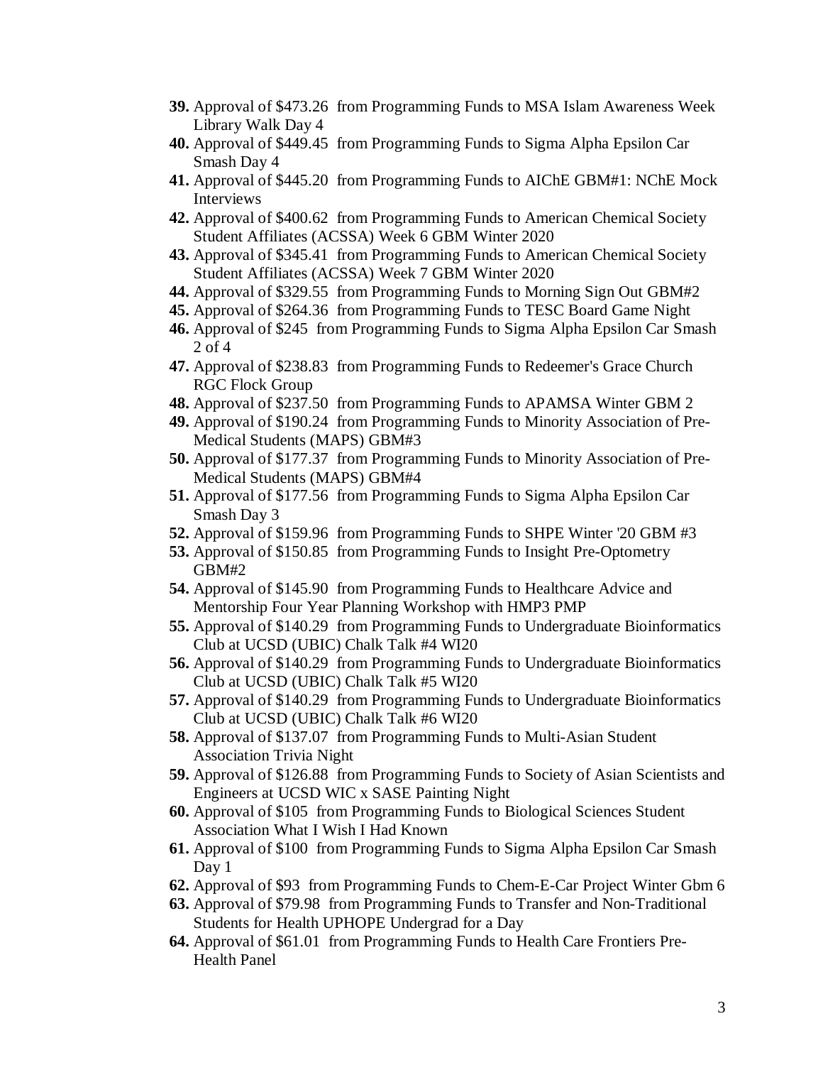39. Approval of $473.26 from Programming Funds to MSA Islam Awareness Week Library Walk Day 4
40. Approval of $449.45 from Programming Funds to Sigma Alpha Epsilon Car Smash Day 4
41. Approval of $445.20 from Programming Funds to AIChE GBM#1: NChE Mock Interviews
42. Approval of $400.62 from Programming Funds to American Chemical Society Student Affiliates (ACSSA) Week 6 GBM Winter 2020
43. Approval of $345.41 from Programming Funds to American Chemical Society Student Affiliates (ACSSA) Week 7 GBM Winter 2020
44. Approval of $329.55 from Programming Funds to Morning Sign Out GBM#2
45. Approval of $264.36 from Programming Funds to TESC Board Game Night
46. Approval of $245 from Programming Funds to Sigma Alpha Epsilon Car Smash 2 of 4
47. Approval of $238.83 from Programming Funds to Redeemer's Grace Church RGC Flock Group
48. Approval of $237.50 from Programming Funds to APAMSA Winter GBM 2
49. Approval of $190.24 from Programming Funds to Minority Association of Pre-Medical Students (MAPS) GBM#3
50. Approval of $177.37 from Programming Funds to Minority Association of Pre-Medical Students (MAPS) GBM#4
51. Approval of $177.56 from Programming Funds to Sigma Alpha Epsilon Car Smash Day 3
52. Approval of $159.96 from Programming Funds to SHPE Winter '20 GBM #3
53. Approval of $150.85 from Programming Funds to Insight Pre-Optometry GBM#2
54. Approval of $145.90 from Programming Funds to Healthcare Advice and Mentorship Four Year Planning Workshop with HMP3 PMP
55. Approval of $140.29 from Programming Funds to Undergraduate Bioinformatics Club at UCSD (UBIC) Chalk Talk #4 WI20
56. Approval of $140.29 from Programming Funds to Undergraduate Bioinformatics Club at UCSD (UBIC) Chalk Talk #5 WI20
57. Approval of $140.29 from Programming Funds to Undergraduate Bioinformatics Club at UCSD (UBIC) Chalk Talk #6 WI20
58. Approval of $137.07 from Programming Funds to Multi-Asian Student Association Trivia Night
59. Approval of $126.88 from Programming Funds to Society of Asian Scientists and Engineers at UCSD WIC x SASE Painting Night
60. Approval of $105 from Programming Funds to Biological Sciences Student Association What I Wish I Had Known
61. Approval of $100 from Programming Funds to Sigma Alpha Epsilon Car Smash Day 1
62. Approval of $93 from Programming Funds to Chem-E-Car Project Winter Gbm 6
63. Approval of $79.98 from Programming Funds to Transfer and Non-Traditional Students for Health UPHOPE Undergrad for a Day
64. Approval of $61.01 from Programming Funds to Health Care Frontiers Pre-Health Panel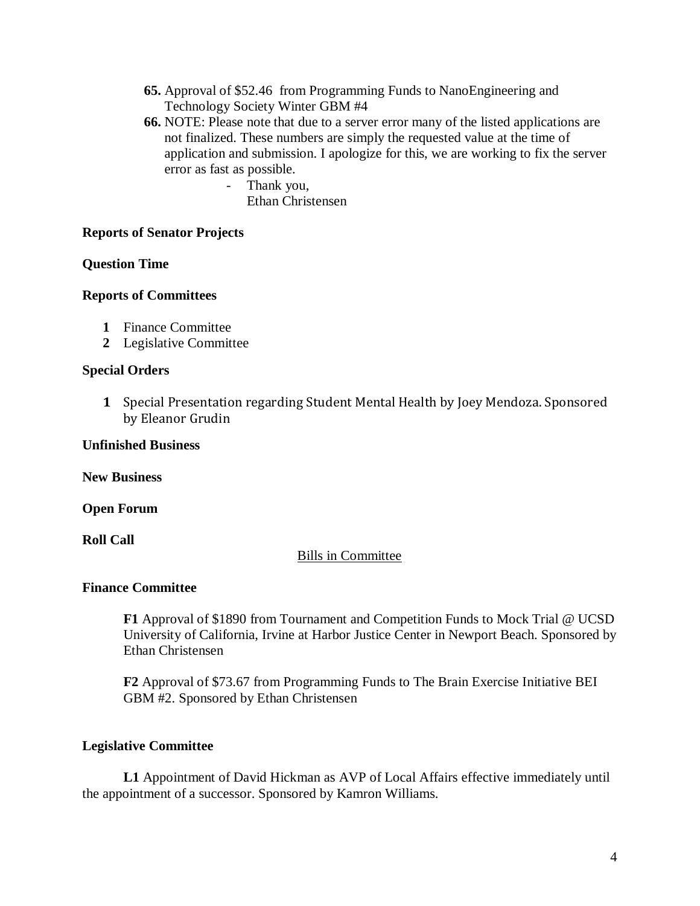65. Approval of $52.46 from Programming Funds to NanoEngineering and Technology Society Winter GBM #4
66. NOTE: Please note that due to a server error many of the listed applications are not finalized. These numbers are simply the requested value at the time of application and submission. I apologize for this, we are working to fix the server error as fast as possible.
    - Thank you,
      Ethan Christensen

**Reports of Senator Projects**

**Question Time**

**Reports of Committees**

1. Finance Committee
2. Legislative Committee

**Special Orders**

1. Special Presentation regarding Student Mental Health by Joey Mendoza. Sponsored by Eleanor Grudin

**Unfinished Business**

**New Business**

**Open Forum**

**Roll Call**

## Bills in Committee

**Finance Committee**

**F1** Approval of $1890 from Tournament and Competition Funds to Mock Trial @ UCSD University of California, Irvine at Harbor Justice Center in Newport Beach. Sponsored by Ethan Christensen

**F2** Approval of $73.67 from Programming Funds to The Brain Exercise Initiative BEI GBM #2. Sponsored by Ethan Christensen

**Legislative Committee**

**L1** Appointment of David Hickman as AVP of Local Affairs effective immediately until the appointment of a successor. Sponsored by Kamron Williams.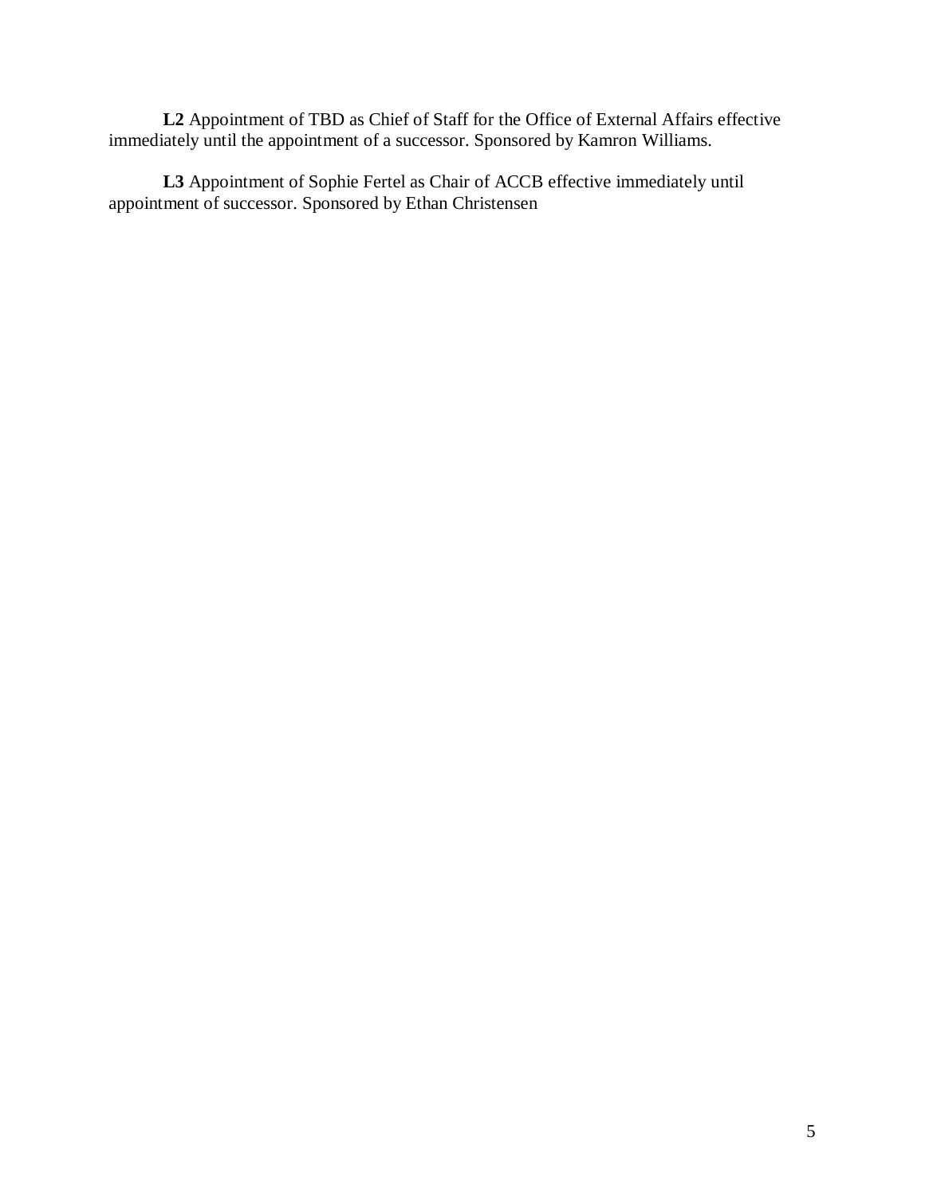**L2** Appointment of TBD as Chief of Staff for the Office of External Affairs effective immediately until the appointment of a successor. Sponsored by Kamron Williams.

**L3** Appointment of Sophie Fertel as Chair of ACCB effective immediately until appointment of successor. Sponsored by Ethan Christensen